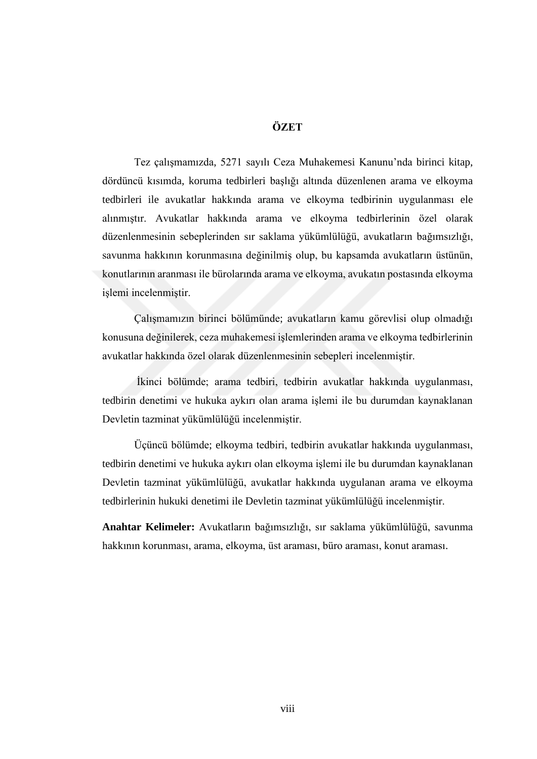# ÖZET

Tez çalışmamızda, 5271 sayılı Ceza Muhakemesi Kanunu'nda birinci kitap, dördüncü kısımda, koruma tedbirleri başlığı altında düzenlenen arama ve elkoyma tedbirleri ile avukatlar hakkında arama ve elkoyma tedbirinin uygulanması ele alınmıştır. Avukatlar hakkında arama ve elkoyma tedbirlerinin özel olarak düzenlenmesinin sebeplerinden sır saklama yükümlülüğü, avukatların bağımsızlığı, savunma hakkının korunmasına değinilmiş olup, bu kapsamda avukatların üstünün, konutlarının aranması ile bürolarında arama ve elkoyma, avukatın postasında elkoyma işlemi incelenmiştir.

Çalışmamızın birinci bölümünde; avukatların kamu görevlisi olup olmadığı konusuna değinilerek, ceza muhakemesi işlemlerinden arama ve elkoyma tedbirlerinin avukatlar hakkında özel olarak düzenlenmesinin sebepleri incelenmiştir.

İkinci bölümde; arama tedbiri, tedbirin avukatlar hakkında uygulanması, tedbirin denetimi ve hukuka aykırı olan arama işlemi ile bu durumdan kaynaklanan Devletin tazminat yükümlülüğü incelenmiştir.

Üçüncü bölümde; elkoyma tedbiri, tedbirin avukatlar hakkında uygulanması, tedbirin denetimi ve hukuka aykırı olan elkoyma işlemi ile bu durumdan kaynaklanan Devletin tazminat yükümlülüğü, avukatlar hakkında uygulanan arama ve elkoyma tedbirlerinin hukuki denetimi ile Devletin tazminat yükümlülüğü incelenmiştir.

**Anahtar Kelimeler:** Avukatların bağımsızlığı, sır saklama yükümlülüğü, savunma hakkının korunması, arama, elkoyma, üst araması, büro araması, konut araması.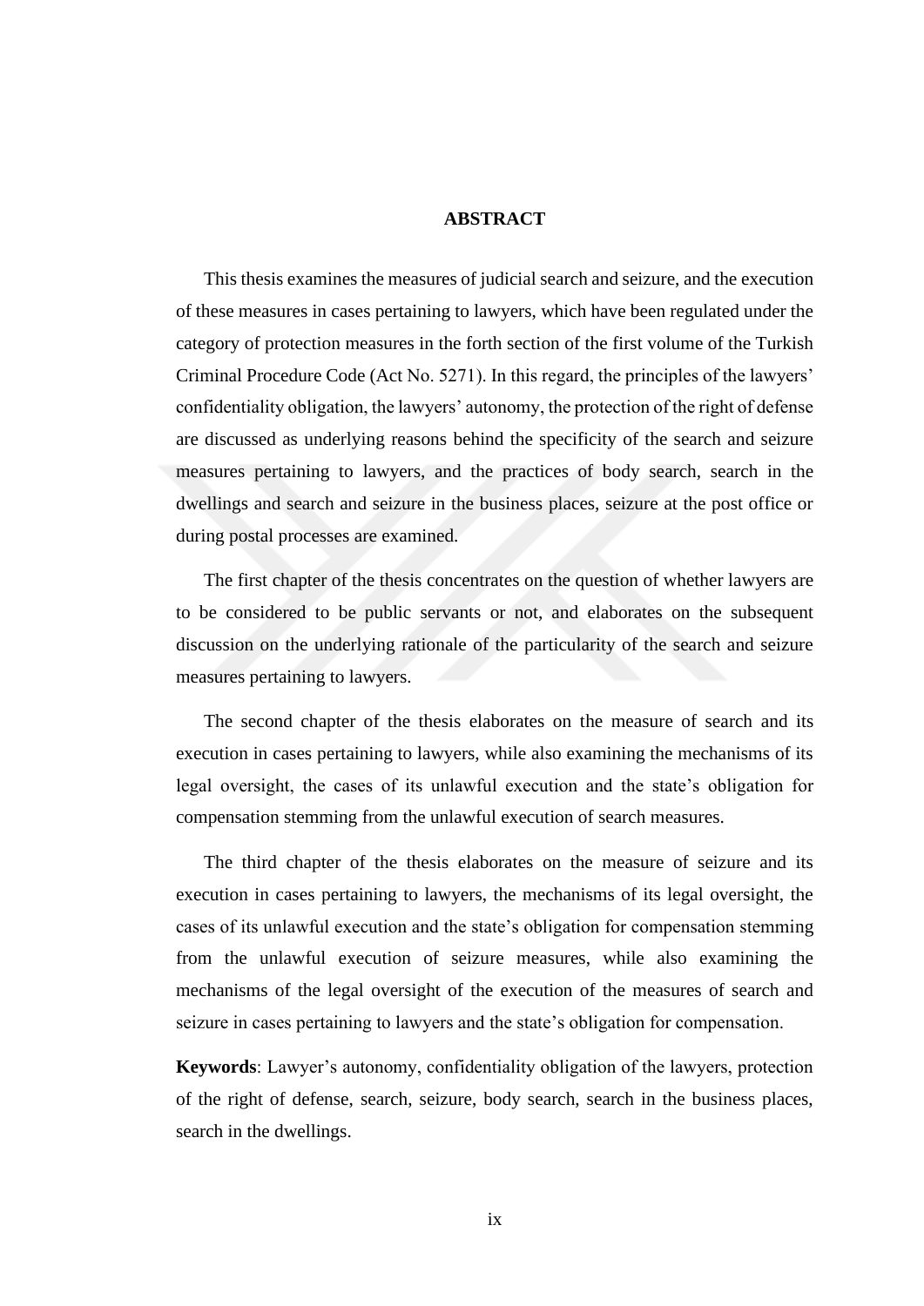# ABSTRACT

This thesis examines the measures of judicial search and seizure, and the execution of these measures in cases pertaining to lawyers, which have been regulated under the category of protection measures in the forth section of the first volume of the Turkish Criminal Procedure Code (Act No. 5271). In this regard, the principles of the lawyers' confidentiality obligation, the lawyers' autonomy, the protection of the right of defense are discussed as underlying reasons behind the specificity of the search and seizure measures pertaining to lawyers, and the practices of body search, search in the dwellings and search and seizure in the business places, seizure at the post office or during postal processes are examined.

The first chapter of the thesis concentrates on the question of whether lawyers are to be considered to be public servants or not, and elaborates on the subsequent discussion on the underlying rationale of the particularity of the search and seizure measures pertaining to lawyers.

The second chapter of the thesis elaborates on the measure of search and its execution in cases pertaining to lawyers, while also examining the mechanisms of its legal oversight, the cases of its unlawful execution and the state's obligation for compensation stemming from the unlawful execution of search measures.

The third chapter of the thesis elaborates on the measure of seizure and its execution in cases pertaining to lawyers, the mechanisms of its legal oversight, the cases of its unlawful execution and the state's obligation for compensation stemming from the unlawful execution of seizure measures, while also examining the mechanisms of the legal oversight of the execution of the measures of search and seizure in cases pertaining to lawyers and the state's obligation for compensation.

**Keywords**: Lawyer's autonomy, confidentiality obligation of the lawyers, protection of the right of defense, search, seizure, body search, search in the business places, search in the dwellings.